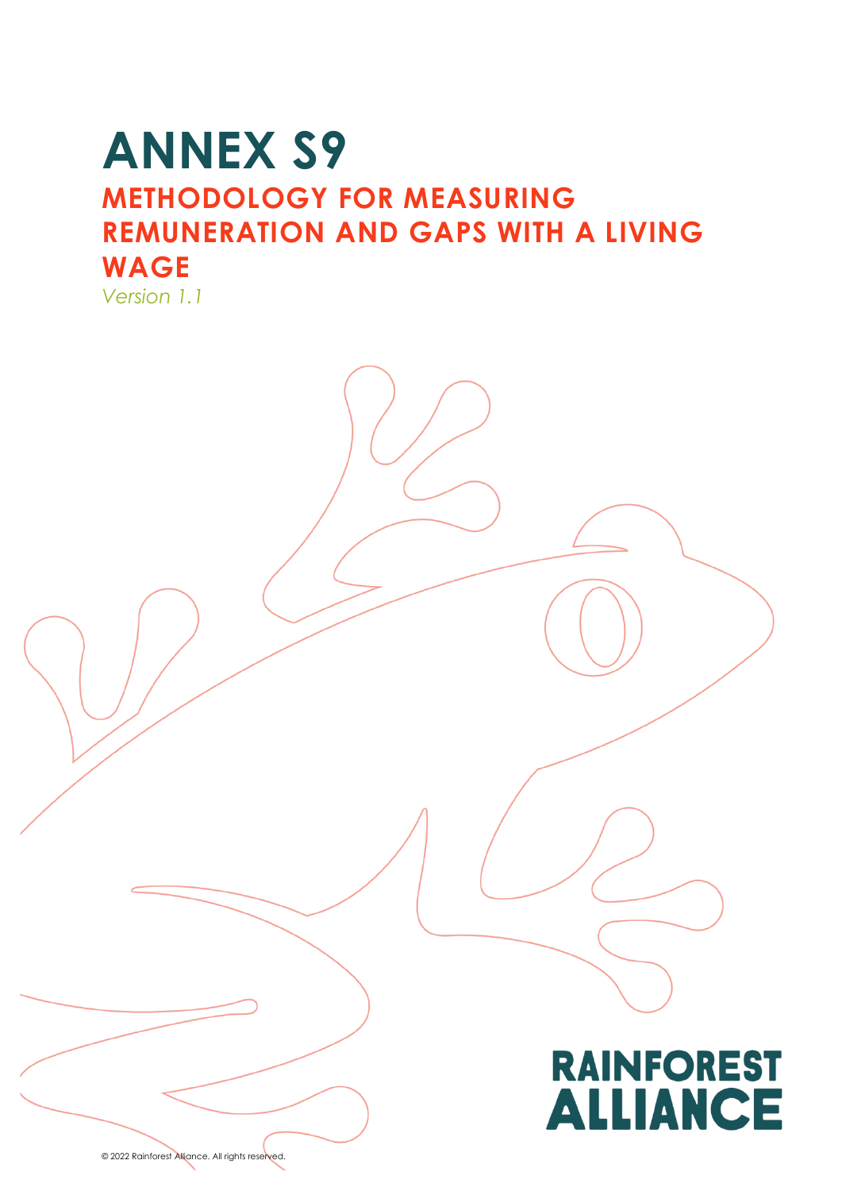# ANNEX S9

## METHODOLOGY FOR MEASURING REMUNERATION AND GAPS WITH A LIVING WAGE

*Version 1.1*

RAINFOREST ALLIANCE

© 2022 Rainforest Alliance. All rights reserved.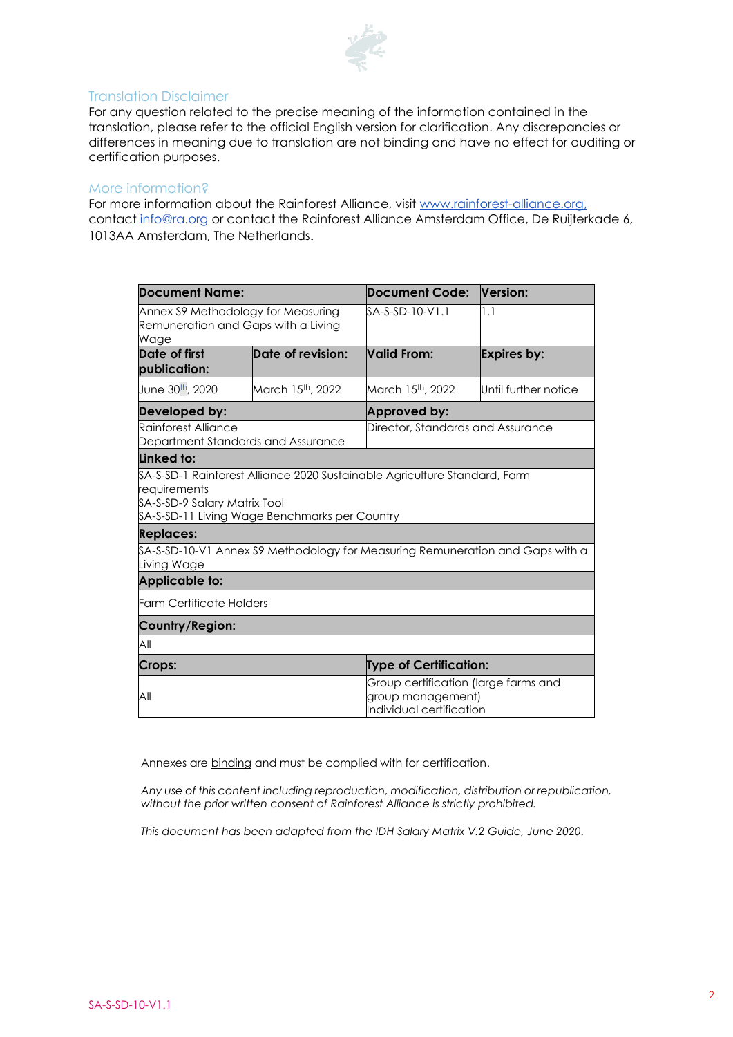## Translation Disclaimer

For any question related to the precise meaning of the information contained in the translation, please refer to the official English version for clarification. Any discrepancies or differences in meaning due to translation are not binding and have no effect for auditing or certification purposes.

## More information?

For more information about the Rainforest Alliance, visit [www.rainforest-alliance.org,](www.rainforest-alliance.org) contact [info@ra.org](mailto:info@ra.org) or contact the Rainforest Alliance Amsterdam Office, De Ruijterkade 6, 1013AA Amsterdam, The Netherlands.

| **Document Name:** | | **Document Code:** | **Version:** |
|---|---|---|---|
| Annex S9 Methodology for Measuring Remuneration and Gaps with a Living Wage | | SA-S-SD-10-V1.1 | 1.1 |
| **Date of first publication:** | **Date of revision:** | **Valid From:** | **Expires by:** |
| June 30th, 2020 | March 15th, 2022 | March 15th, 2022 | Until further notice |
| **Developed by:** | | **Approved by:** | |
| Rainforest Alliance Department Standards and Assurance | | Director, Standards and Assurance | |
| **Linked to:** | | | |
| SA-S-SD-1 Rainforest Alliance 2020 Sustainable Agriculture Standard, Farm requirements<br>SA-S-SD-9 Salary Matrix Tool<br>SA-S-SD-11 Living Wage Benchmarks per Country | | | |
| **Replaces:** | | | |
| SA-S-SD-10-V1 Annex S9 Methodology for Measuring Remuneration and Gaps with a Living Wage | | | |
| **Applicable to:** | | | |
| Farm Certificate Holders | | | |
| **Country/Region:** | | | |
| All | | | |
| **Crops:** | | **Type of Certification:** | |
| All | | Group certification (large farms and group management)<br>Individual certification | |

Annexes are binding and must be complied with for certification.

*Any use of this content including reproduction, modification, distribution or republication, without the prior written consent of Rainforest Alliance is strictly prohibited.*

*This document has been adapted from the IDH Salary Matrix V.2 Guide, June 2020.*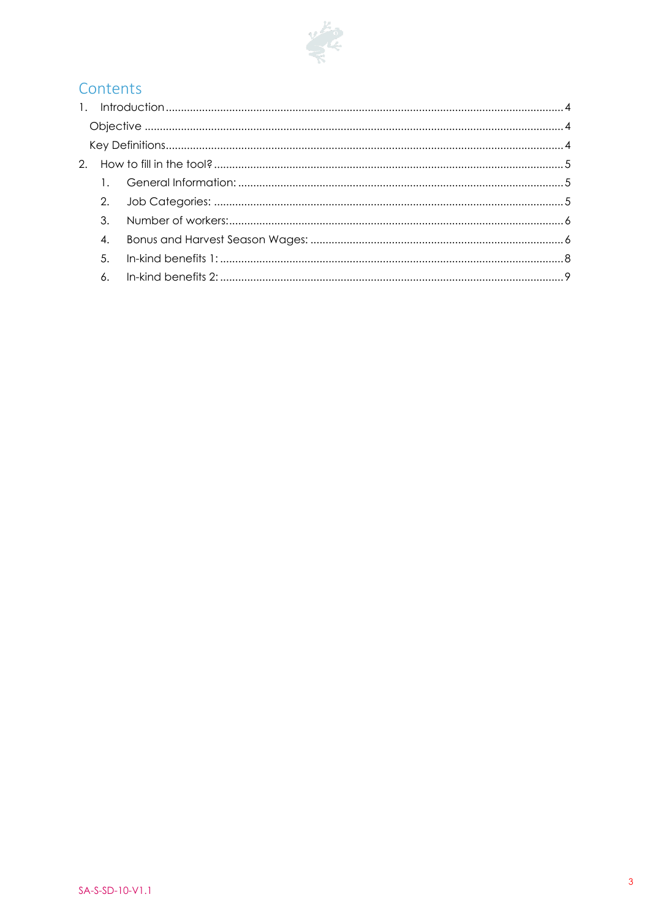# Contents

1. Introduction ........................................................................ 4
   - Objective ........................................................................ 4
   - Key Definitions ........................................................................ 4
2. How to fill in the tool? ........................................................................ 5
   1. General Information: ........................................................................ 5
   2. Job Categories: ........................................................................ 5
   3. Number of workers: ........................................................................ 6
   4. Bonus and Harvest Season Wages: ........................................................................ 6
   5. In-kind benefits 1: ........................................................................ 8
   6. In-kind benefits 2: ........................................................................ 9

SA-S-SD-10-V1.1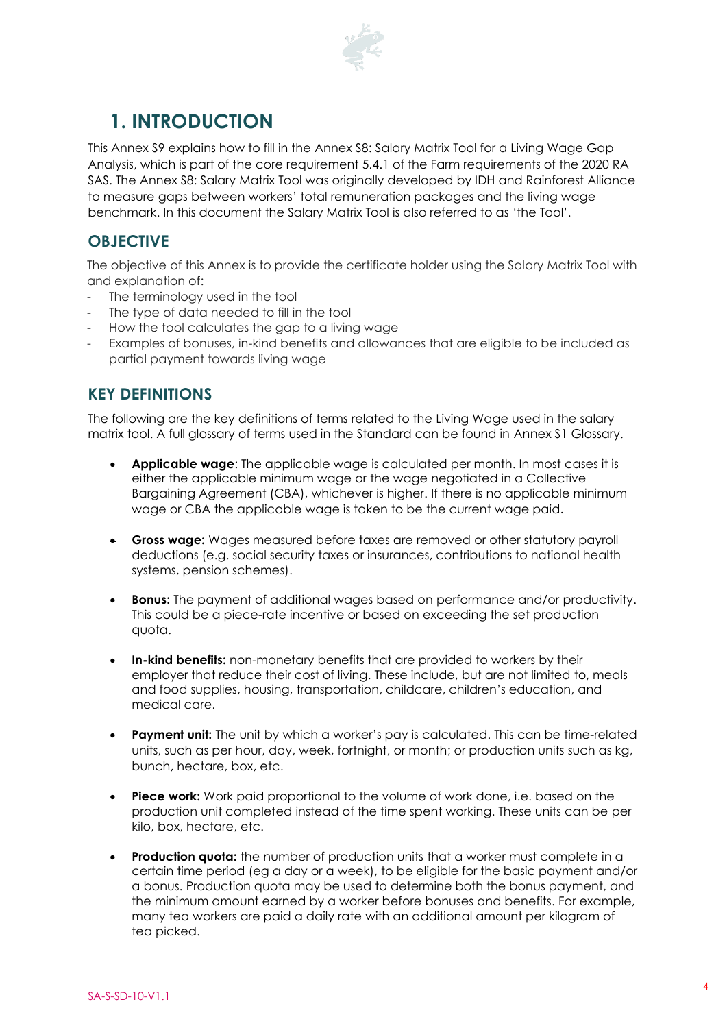# 1. INTRODUCTION

This Annex S9 explains how to fill in the Annex S8: Salary Matrix Tool for a Living Wage Gap Analysis, which is part of the core requirement 5.4.1 of the Farm requirements of the 2020 RA SAS. The Annex S8: Salary Matrix Tool was originally developed by IDH and Rainforest Alliance to measure gaps between workers' total remuneration packages and the living wage benchmark. In this document the Salary Matrix Tool is also referred to as 'the Tool'.

## OBJECTIVE

The objective of this Annex is to provide the certificate holder using the Salary Matrix Tool with and explanation of:

- The terminology used in the tool
- The type of data needed to fill in the tool
- How the tool calculates the gap to a living wage
- Examples of bonuses, in-kind benefits and allowances that are eligible to be included as partial payment towards living wage

## KEY DEFINITIONS

The following are the key definitions of terms related to the Living Wage used in the salary matrix tool. A full glossary of terms used in the Standard can be found in Annex S1 Glossary.

- **Applicable wage**: The applicable wage is calculated per month. In most cases it is either the applicable minimum wage or the wage negotiated in a Collective Bargaining Agreement (CBA), whichever is higher. If there is no applicable minimum wage or CBA the applicable wage is taken to be the current wage paid.
- **Gross wage:** Wages measured before taxes are removed or other statutory payroll deductions (e.g. social security taxes or insurances, contributions to national health systems, pension schemes).
- **Bonus:** The payment of additional wages based on performance and/or productivity. This could be a piece-rate incentive or based on exceeding the set production quota.
- **In-kind benefits:** non-monetary benefits that are provided to workers by their employer that reduce their cost of living. These include, but are not limited to, meals and food supplies, housing, transportation, childcare, children's education, and medical care.
- **Payment unit:** The unit by which a worker's pay is calculated. This can be time-related units, such as per hour, day, week, fortnight, or month; or production units such as kg, bunch, hectare, box, etc.
- **Piece work:** Work paid proportional to the volume of work done, i.e. based on the production unit completed instead of the time spent working. These units can be per kilo, box, hectare, etc.
- **Production quota:** the number of production units that a worker must complete in a certain time period (eg a day or a week), to be eligible for the basic payment and/or a bonus. Production quota may be used to determine both the bonus payment, and the minimum amount earned by a worker before bonuses and benefits. For example, many tea workers are paid a daily rate with an additional amount per kilogram of tea picked.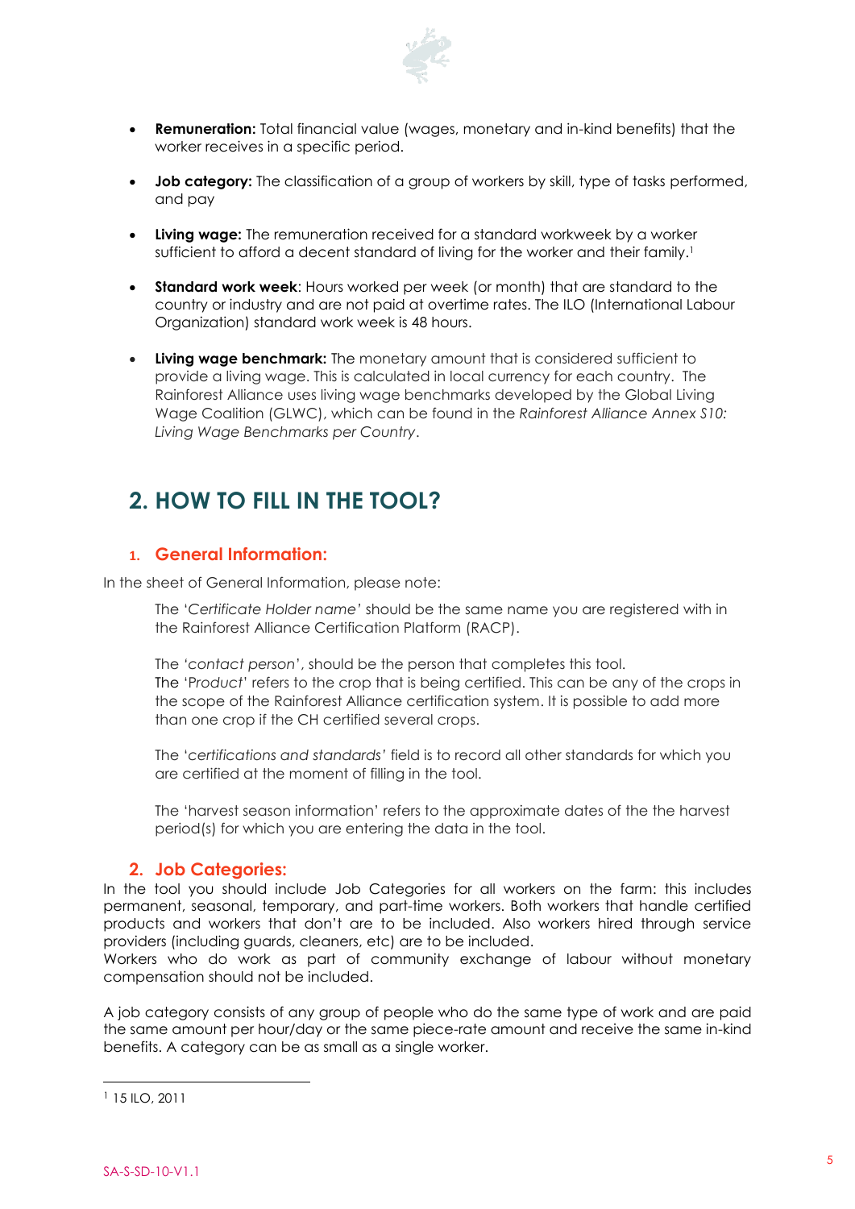- **Remuneration:** Total financial value (wages, monetary and in-kind benefits) that the worker receives in a specific period.

- **Job category:** The classification of a group of workers by skill, type of tasks performed, and pay

- **Living wage:** The remuneration received for a standard workweek by a worker sufficient to afford a decent standard of living for the worker and their family.[1]

- **Standard work week**: Hours worked per week (or month) that are standard to the country or industry and are not paid at overtime rates. The ILO (International Labour Organization) standard work week is 48 hours.

- **Living wage benchmark:** The monetary amount that is considered sufficient to provide a living wage. This is calculated in local currency for each country. The Rainforest Alliance uses living wage benchmarks developed by the Global Living Wage Coalition (GLWC), which can be found in the *Rainforest Alliance Annex S10: Living Wage Benchmarks per Country*.

# 2. HOW TO FILL IN THE TOOL?

## 1. General Information:

In the sheet of General Information, please note:

The '*Certificate Holder name'* should be the same name you are registered with in the Rainforest Alliance Certification Platform (RACP).

The '*contact person*', should be the person that completes this tool.
The 'P*roduct*' refers to the crop that is being certified. This can be any of the crops in the scope of the Rainforest Alliance certification system. It is possible to add more than one crop if the CH certified several crops.

The '*certifications and standards'* field is to record all other standards for which you are certified at the moment of filling in the tool.

The 'harvest season information' refers to the approximate dates of the the harvest period(s) for which you are entering the data in the tool.

## 2. Job Categories:

In the tool you should include Job Categories for all workers on the farm: this includes permanent, seasonal, temporary, and part-time workers. Both workers that handle certified products and workers that don't are to be included. Also workers hired through service providers (including guards, cleaners, etc) are to be included.
Workers who do work as part of community exchange of labour without monetary compensation should not be included.

A job category consists of any group of people who do the same type of work and are paid the same amount per hour/day or the same piece-rate amount and receive the same in-kind benefits. A category can be as small as a single worker.

---

[1] 15 ILO, 2011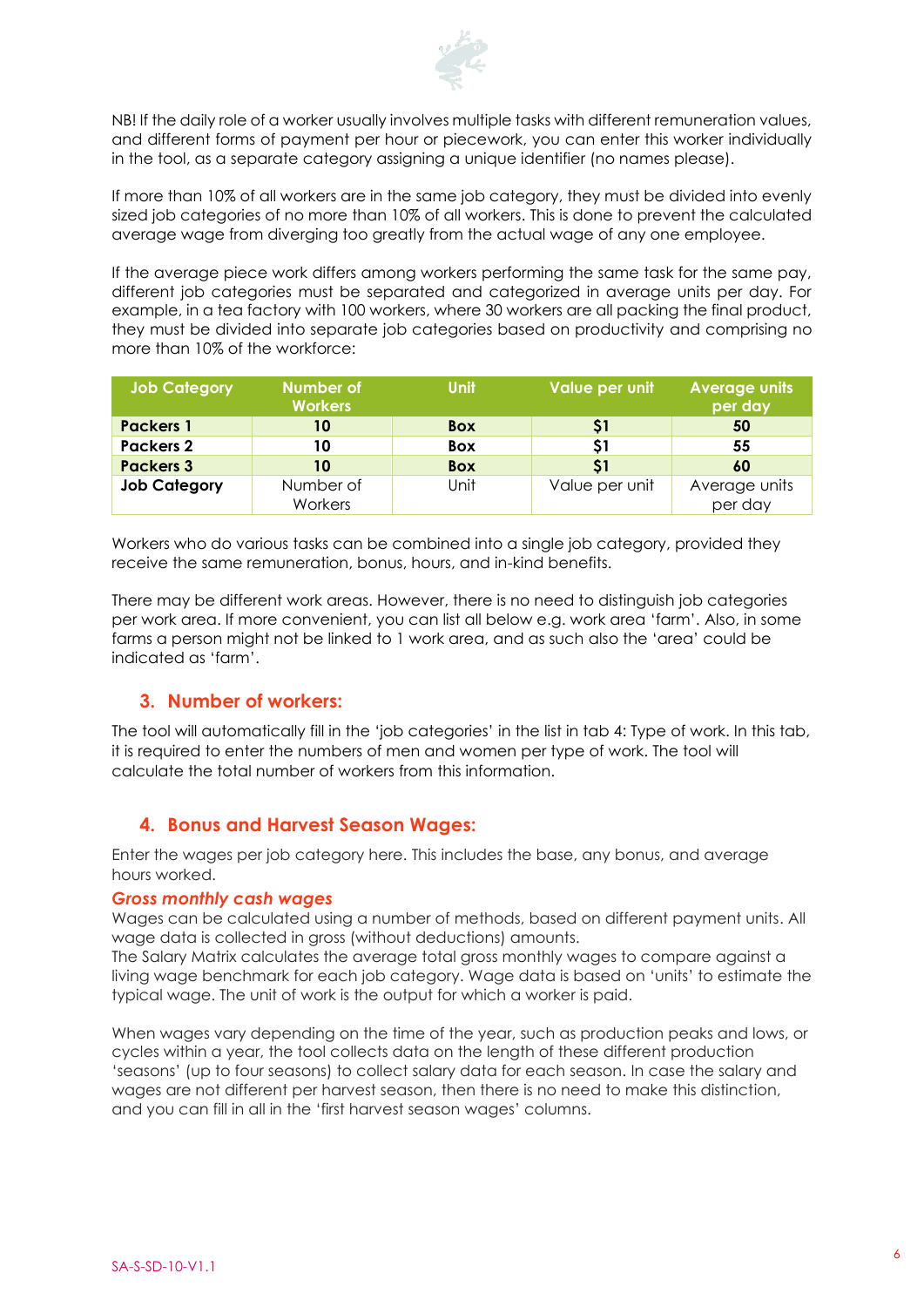NB! If the daily role of a worker usually involves multiple tasks with different remuneration values, and different forms of payment per hour or piecework, you can enter this worker individually in the tool, as a separate category assigning a unique identifier (no names please).

If more than 10% of all workers are in the same job category, they must be divided into evenly sized job categories of no more than 10% of all workers. This is done to prevent the calculated average wage from diverging too greatly from the actual wage of any one employee.

If the average piece work differs among workers performing the same task for the same pay, different job categories must be separated and categorized in average units per day. For example, in a tea factory with 100 workers, where 30 workers are all packing the final product, they must be divided into separate job categories based on productivity and comprising no more than 10% of the workforce:

| Job Category | Number of Workers | Unit | Value per unit | Average units per day |
|---|---|---|---|---|
| **Packers 1** | **10** | **Box** | **$1** | **50** |
| **Packers 2** | **10** | **Box** | **$1** | **55** |
| **Packers 3** | **10** | **Box** | **$1** | **60** |
| **Job Category** | Number of Workers | Unit | Value per unit | Average units per day |

Workers who do various tasks can be combined into a single job category, provided they receive the same remuneration, bonus, hours, and in-kind benefits.

There may be different work areas. However, there is no need to distinguish job categories per work area. If more convenient, you can list all below e.g. work area 'farm'. Also, in some farms a person might not be linked to 1 work area, and as such also the 'area' could be indicated as 'farm'.

## 3. Number of workers:

The tool will automatically fill in the 'job categories' in the list in tab 4: Type of work. In this tab, it is required to enter the numbers of men and women per type of work. The tool will calculate the total number of workers from this information.

## 4. Bonus and Harvest Season Wages:

Enter the wages per job category here. This includes the base, any bonus, and average hours worked.

### *Gross monthly cash wages*

Wages can be calculated using a number of methods, based on different payment units. All wage data is collected in gross (without deductions) amounts.
The Salary Matrix calculates the average total gross monthly wages to compare against a living wage benchmark for each job category. Wage data is based on 'units' to estimate the typical wage. The unit of work is the output for which a worker is paid.

When wages vary depending on the time of the year, such as production peaks and lows, or cycles within a year, the tool collects data on the length of these different production 'seasons' (up to four seasons) to collect salary data for each season. In case the salary and wages are not different per harvest season, then there is no need to make this distinction, and you can fill in all in the 'first harvest season wages' columns.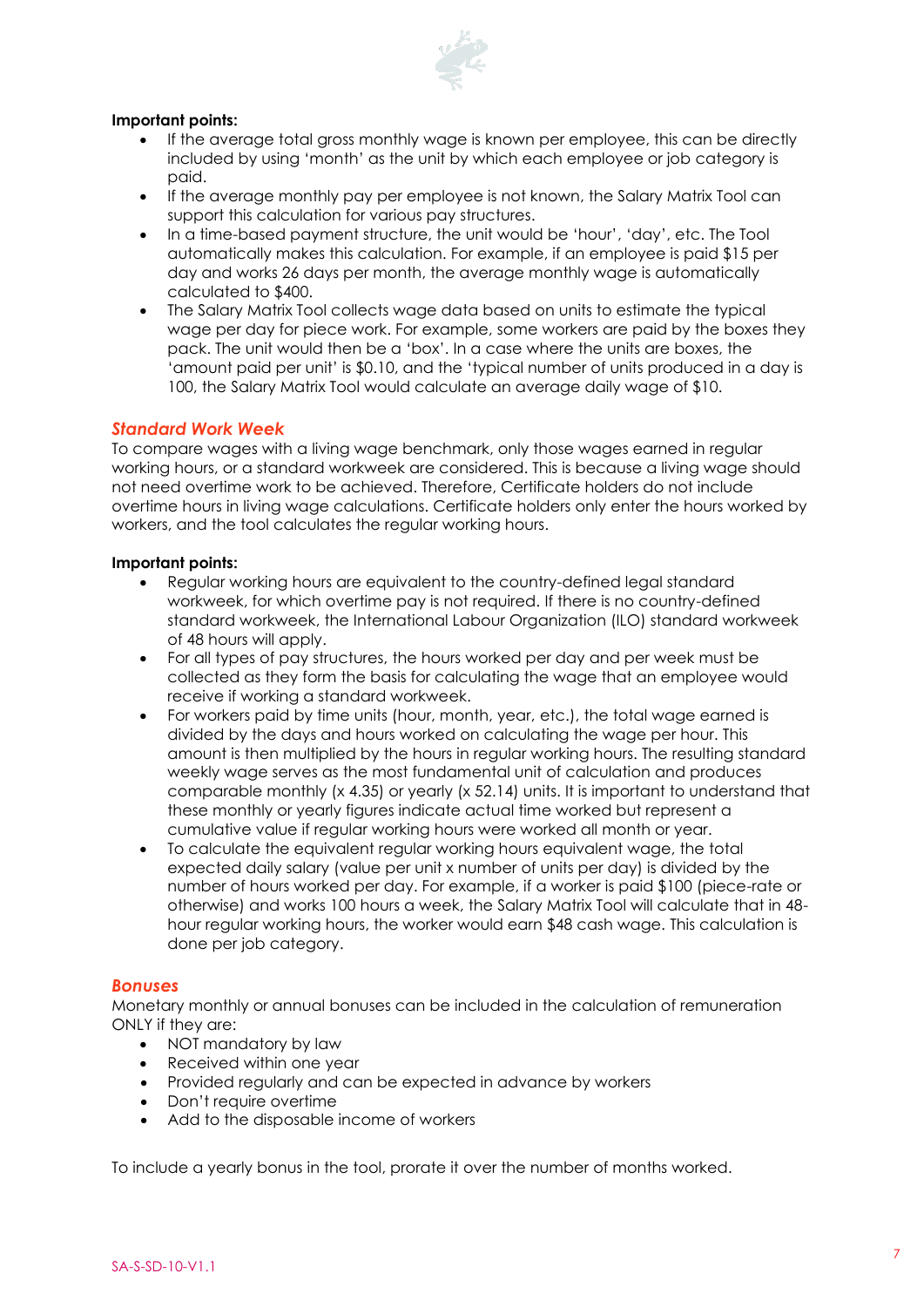**Important points:**

- If the average total gross monthly wage is known per employee, this can be directly included by using 'month' as the unit by which each employee or job category is paid.
- If the average monthly pay per employee is not known, the Salary Matrix Tool can support this calculation for various pay structures.
- In a time-based payment structure, the unit would be 'hour', 'day', etc. The Tool automatically makes this calculation. For example, if an employee is paid $15 per day and works 26 days per month, the average monthly wage is automatically calculated to $400.
- The Salary Matrix Tool collects wage data based on units to estimate the typical wage per day for piece work. For example, some workers are paid by the boxes they pack. The unit would then be a 'box'. In a case where the units are boxes, the 'amount paid per unit' is $0.10, and the 'typical number of units produced in a day is 100, the Salary Matrix Tool would calculate an average daily wage of $10.

### *Standard Work Week*

To compare wages with a living wage benchmark, only those wages earned in regular working hours, or a standard workweek are considered. This is because a living wage should not need overtime work to be achieved. Therefore, Certificate holders do not include overtime hours in living wage calculations. Certificate holders only enter the hours worked by workers, and the tool calculates the regular working hours.

**Important points:**

- Regular working hours are equivalent to the country-defined legal standard workweek, for which overtime pay is not required. If there is no country-defined standard workweek, the International Labour Organization (ILO) standard workweek of 48 hours will apply.
- For all types of pay structures, the hours worked per day and per week must be collected as they form the basis for calculating the wage that an employee would receive if working a standard workweek.
- For workers paid by time units (hour, month, year, etc.), the total wage earned is divided by the days and hours worked on calculating the wage per hour. This amount is then multiplied by the hours in regular working hours. The resulting standard weekly wage serves as the most fundamental unit of calculation and produces comparable monthly (x 4.35) or yearly (x 52.14) units. It is important to understand that these monthly or yearly figures indicate actual time worked but represent a cumulative value if regular working hours were worked all month or year.
- To calculate the equivalent regular working hours equivalent wage, the total expected daily salary (value per unit x number of units per day) is divided by the number of hours worked per day. For example, if a worker is paid $100 (piece-rate or otherwise) and works 100 hours a week, the Salary Matrix Tool will calculate that in 48-hour regular working hours, the worker would earn $48 cash wage. This calculation is done per job category.

### *Bonuses*

Monetary monthly or annual bonuses can be included in the calculation of remuneration ONLY if they are:

- NOT mandatory by law
- Received within one year
- Provided regularly and can be expected in advance by workers
- Don't require overtime
- Add to the disposable income of workers

To include a yearly bonus in the tool, prorate it over the number of months worked.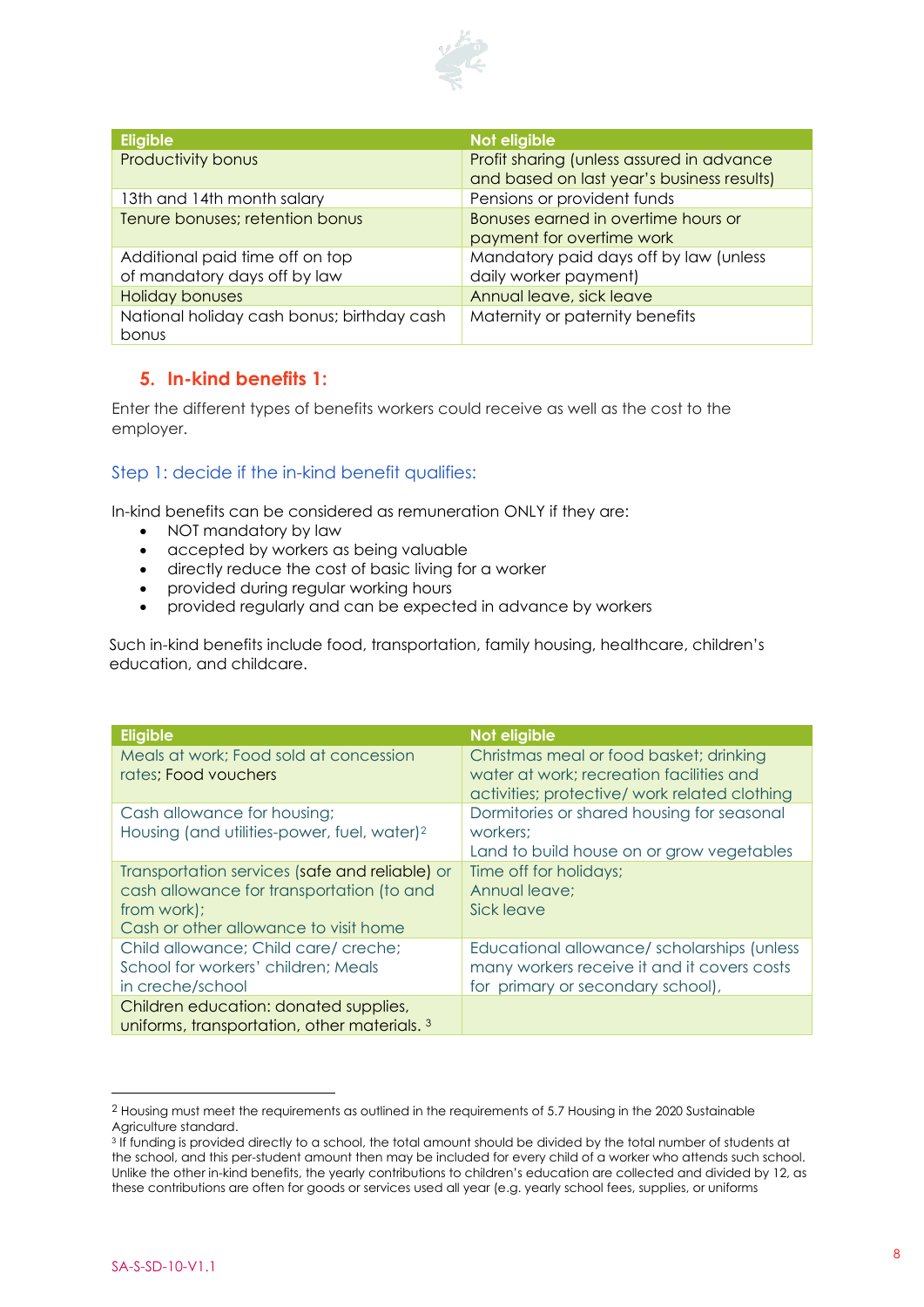| Eligible | Not eligible |
| --- | --- |
| Productivity bonus | Profit sharing (unless assured in advance and based on last year's business results) |
| 13th and 14th month salary | Pensions or provident funds |
| Tenure bonuses; retention bonus | Bonuses earned in overtime hours or payment for overtime work |
| Additional paid time off on top of mandatory days off by law | Mandatory paid days off by law (unless daily worker payment) |
| Holiday bonuses | Annual leave, sick leave |
| National holiday cash bonus; birthday cash bonus | Maternity or paternity benefits |

## 5. In-kind benefits 1:

Enter the different types of benefits workers could receive as well as the cost to the employer.

### Step 1: decide if the in-kind benefit qualifies:

In-kind benefits can be considered as remuneration ONLY if they are:

- NOT mandatory by law
- accepted by workers as being valuable
- directly reduce the cost of basic living for a worker
- provided during regular working hours
- provided regularly and can be expected in advance by workers

Such in-kind benefits include food, transportation, family housing, healthcare, children's education, and childcare.

| Eligible | Not eligible |
| --- | --- |
| Meals at work; Food sold at concession rates; Food vouchers | Christmas meal or food basket; drinking water at work; recreation facilities and activities; protective/ work related clothing |
| Cash allowance for housing;<br>Housing (and utilities-power, fuel, water)[2] | Dormitories or shared housing for seasonal workers;<br>Land to build house on or grow vegetables |
| Transportation services (safe and reliable) or cash allowance for transportation (to and from work);<br>Cash or other allowance to visit home | Time off for holidays;<br>Annual leave;<br>Sick leave |
| Child allowance; Child care/ creche; School for workers' children; Meals in creche/school | Educational allowance/ scholarships (unless many workers receive it and it covers costs for primary or secondary school), |
| Children education: donated supplies, uniforms, transportation, other materials. [3] | |

[2] Housing must meet the requirements as outlined in the requirements of 5.7 Housing in the 2020 Sustainable Agriculture standard.

[3] If funding is provided directly to a school, the total amount should be divided by the total number of students at the school, and this per-student amount then may be included for every child of a worker who attends such school. Unlike the other in-kind benefits, the yearly contributions to children's education are collected and divided by 12, as these contributions are often for goods or services used all year (e.g. yearly school fees, supplies, or uniforms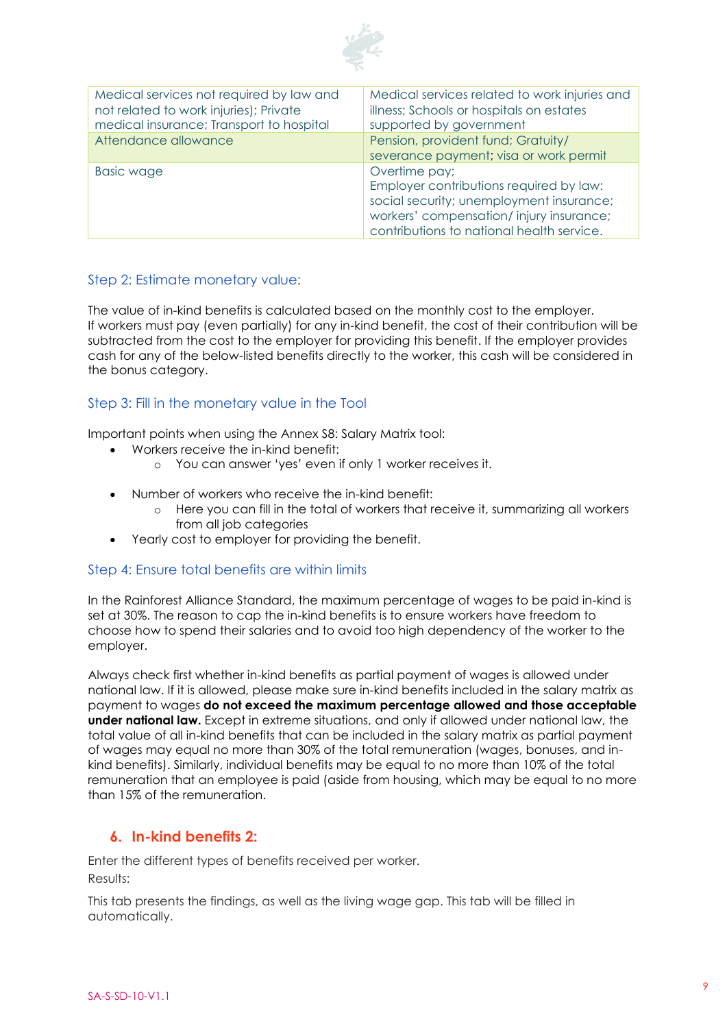| Medical services not required by law and not related to work injuries); Private medical insurance; Transport to hospital | Medical services related to work injuries and illness; Schools or hospitals on estates supported by government |
|---|---|
| Attendance allowance | Pension, provident fund; Gratuity/ severance payment; visa or work permit |
| Basic wage | Overtime pay;<br>Employer contributions required by law: social security; unemployment insurance; workers' compensation/ injury insurance; contributions to national health service. |

### Step 2: Estimate monetary value:

The value of in-kind benefits is calculated based on the monthly cost to the employer. If workers must pay (even partially) for any in-kind benefit, the cost of their contribution will be subtracted from the cost to the employer for providing this benefit. If the employer provides cash for any of the below-listed benefits directly to the worker, this cash will be considered in the bonus category.

### Step 3: Fill in the monetary value in the Tool

Important points when using the Annex S8: Salary Matrix tool:

- Workers receive the in-kind benefit:
    - You can answer 'yes' even if only 1 worker receives it.
- Number of workers who receive the in-kind benefit:
    - Here you can fill in the total of workers that receive it, summarizing all workers from all job categories
- Yearly cost to employer for providing the benefit.

### Step 4: Ensure total benefits are within limits

In the Rainforest Alliance Standard, the maximum percentage of wages to be paid in-kind is set at 30%. The reason to cap the in-kind benefits is to ensure workers have freedom to choose how to spend their salaries and to avoid too high dependency of the worker to the employer.

Always check first whether in-kind benefits as partial payment of wages is allowed under national law. If it is allowed, please make sure in-kind benefits included in the salary matrix as payment to wages **do not exceed the maximum percentage allowed and those acceptable under national law.** Except in extreme situations, and only if allowed under national law, the total value of all in-kind benefits that can be included in the salary matrix as partial payment of wages may equal no more than 30% of the total remuneration (wages, bonuses, and in-kind benefits). Similarly, individual benefits may be equal to no more than 10% of the total remuneration that an employee is paid (aside from housing, which may be equal to no more than 15% of the remuneration.

## 6. In-kind benefits 2:

Enter the different types of benefits received per worker.

Results:

This tab presents the findings, as well as the living wage gap. This tab will be filled in automatically.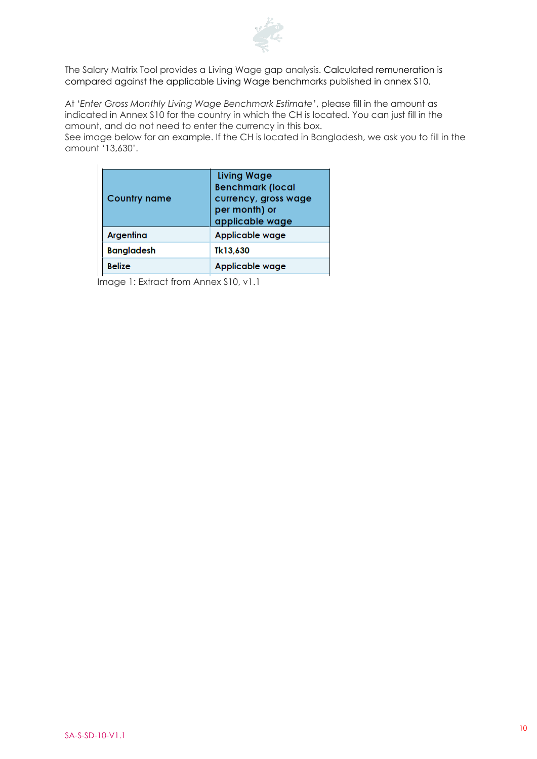The Salary Matrix Tool provides a Living Wage gap analysis. Calculated remuneration is compared against the applicable Living Wage benchmarks published in annex S10.

At '*Enter Gross Monthly Living Wage Benchmark Estimate*', please fill in the amount as indicated in Annex S10 for the country in which the CH is located. You can just fill in the amount, and do not need to enter the currency in this box.
See image below for an example. If the CH is located in Bangladesh, we ask you to fill in the amount '13,630'.

| Country name | Living Wage Benchmark (local currency, gross wage per month) or applicable wage |
|---|---|
| Argentina | Applicable wage |
| Bangladesh | Tk13,630 |
| Belize | Applicable wage |

Image 1: Extract from Annex S10, v1.1